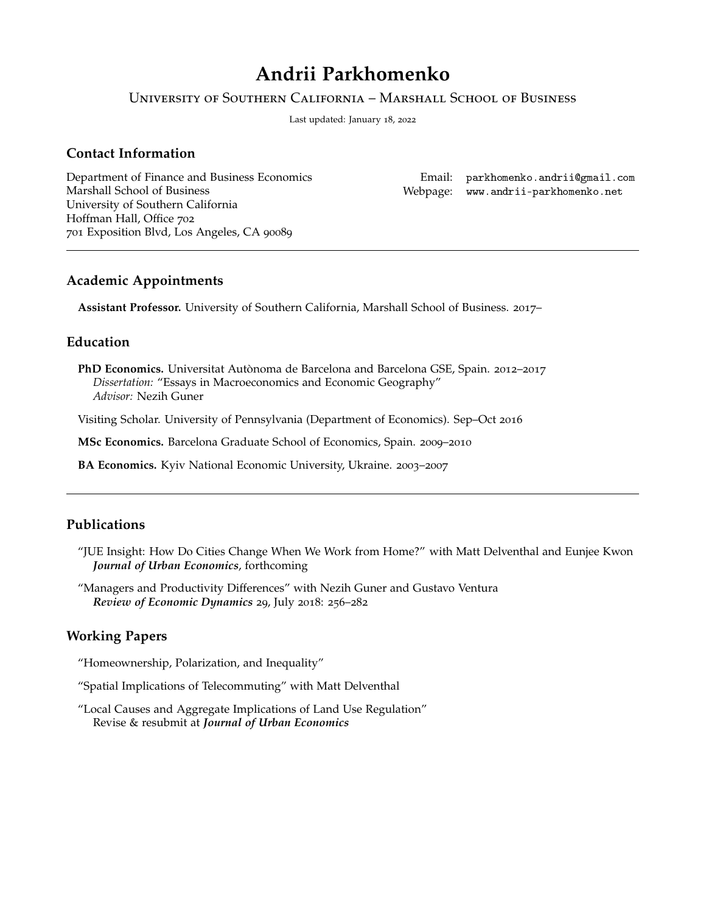# Andrii Parkhomenko

University of Southern California – Marshall School of Business

Last updated: January 18, 2022

## Contact Information

Department of Finance and Business Economics
Marshall School of Business
University of Southern California
Hoffman Hall, Office 702
701 Exposition Blvd, Los Angeles, CA 90089

Email: parkhomenko.andrii@gmail.com
Webpage: www.andrii-parkhomenko.net

---

## Academic Appointments

**Assistant Professor.** University of Southern California, Marshall School of Business. 2017–

## Education

**PhD Economics.** Universitat Autònoma de Barcelona and Barcelona GSE, Spain. 2012–2017
*Dissertation:* "Essays in Macroeconomics and Economic Geography"
*Advisor:* Nezih Guner

Visiting Scholar. University of Pennsylvania (Department of Economics). Sep–Oct 2016

**MSc Economics.** Barcelona Graduate School of Economics, Spain. 2009–2010

**BA Economics.** Kyiv National Economic University, Ukraine. 2003–2007

---

## Publications

"JUE Insight: How Do Cities Change When We Work from Home?" with Matt Delventhal and Eunjee Kwon
***Journal of Urban Economics***, forthcoming

"Managers and Productivity Differences" with Nezih Guner and Gustavo Ventura
***Review of Economic Dynamics*** 29, July 2018: 256–282

## Working Papers

"Homeownership, Polarization, and Inequality"

"Spatial Implications of Telecommuting" with Matt Delventhal

"Local Causes and Aggregate Implications of Land Use Regulation"
Revise & resubmit at ***Journal of Urban Economics***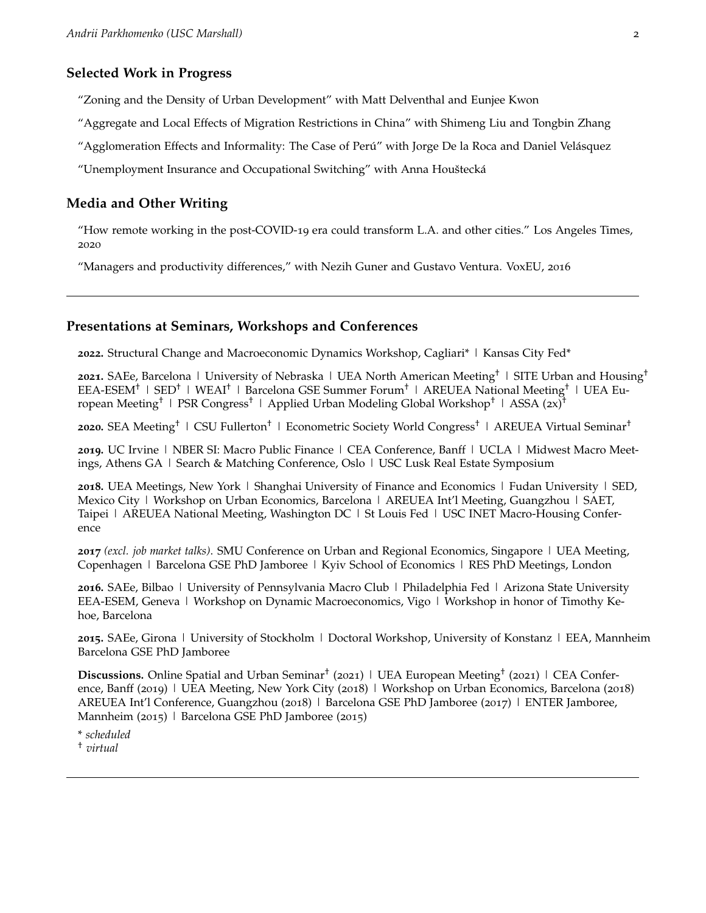## Selected Work in Progress

"Zoning and the Density of Urban Development" with Matt Delventhal and Eunjee Kwon

"Aggregate and Local Effects of Migration Restrictions in China" with Shimeng Liu and Tongbin Zhang

"Agglomeration Effects and Informality: The Case of Perú" with Jorge De la Roca and Daniel Velásquez

"Unemployment Insurance and Occupational Switching" with Anna Houštecká

## Media and Other Writing

"How remote working in the post-COVID-19 era could transform L.A. and other cities." Los Angeles Times, 2020

"Managers and productivity differences," with Nezih Guner and Gustavo Ventura. VoxEU, 2016

---

## Presentations at Seminars, Workshops and Conferences

**2022.** Structural Change and Macroeconomic Dynamics Workshop, Cagliari* | Kansas City Fed*

**2021.** SAEe, Barcelona | University of Nebraska | UEA North American Meeting† | SITE Urban and Housing† EEA-ESEM† | SED† | WEAI† | Barcelona GSE Summer Forum† | AREUEA National Meeting† | UEA European Meeting† | PSR Congress† | Applied Urban Modeling Global Workshop† | ASSA (2x)†

**2020.** SEA Meeting† | CSU Fullerton† | Econometric Society World Congress† | AREUEA Virtual Seminar†

**2019.** UC Irvine | NBER SI: Macro Public Finance | CEA Conference, Banff | UCLA | Midwest Macro Meetings, Athens GA | Search & Matching Conference, Oslo | USC Lusk Real Estate Symposium

**2018.** UEA Meetings, New York | Shanghai University of Finance and Economics | Fudan University | SED, Mexico City | Workshop on Urban Economics, Barcelona | AREUEA Int'l Meeting, Guangzhou | SAET, Taipei | AREUEA National Meeting, Washington DC | St Louis Fed | USC INET Macro-Housing Conference

**2017** *(excl. job market talks).* SMU Conference on Urban and Regional Economics, Singapore | UEA Meeting, Copenhagen | Barcelona GSE PhD Jamboree | Kyiv School of Economics | RES PhD Meetings, London

**2016.** SAEe, Bilbao | University of Pennsylvania Macro Club | Philadelphia Fed | Arizona State University EEA-ESEM, Geneva | Workshop on Dynamic Macroeconomics, Vigo | Workshop in honor of Timothy Kehoe, Barcelona

**2015.** SAEe, Girona | University of Stockholm | Doctoral Workshop, University of Konstanz | EEA, Mannheim Barcelona GSE PhD Jamboree

**Discussions.** Online Spatial and Urban Seminar† (2021) | UEA European Meeting† (2021) | CEA Conference, Banff (2019) | UEA Meeting, New York City (2018) | Workshop on Urban Economics, Barcelona (2018) AREUEA Int'l Conference, Guangzhou (2018) | Barcelona GSE PhD Jamboree (2017) | ENTER Jamboree, Mannheim (2015) | Barcelona GSE PhD Jamboree (2015)

\* *scheduled*

† *virtual*

---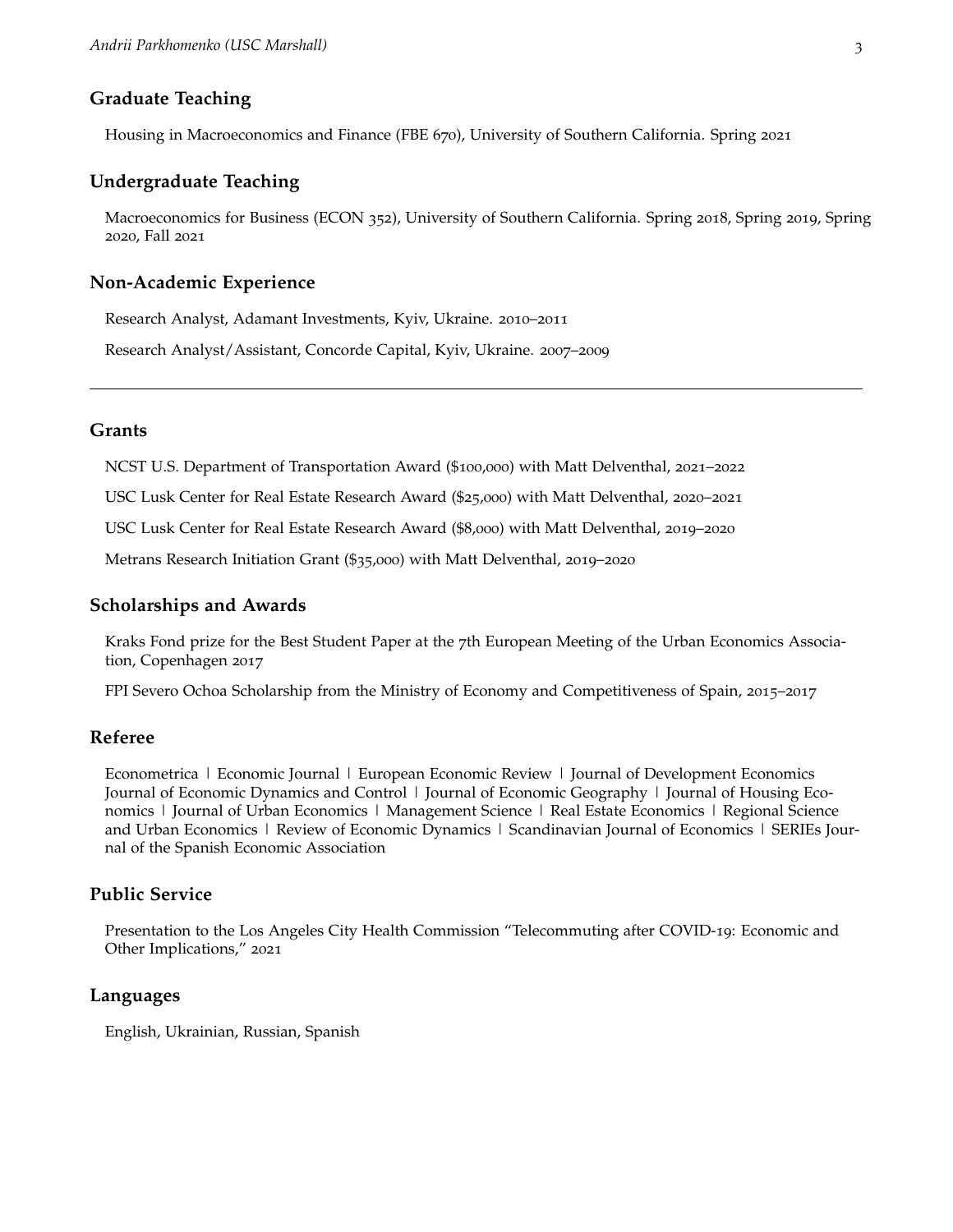## Graduate Teaching

Housing in Macroeconomics and Finance (FBE 670), University of Southern California. Spring 2021

## Undergraduate Teaching

Macroeconomics for Business (ECON 352), University of Southern California. Spring 2018, Spring 2019, Spring 2020, Fall 2021

## Non-Academic Experience

Research Analyst, Adamant Investments, Kyiv, Ukraine. 2010–2011

Research Analyst/Assistant, Concorde Capital, Kyiv, Ukraine. 2007–2009

---

## Grants

NCST U.S. Department of Transportation Award ($100,000) with Matt Delventhal, 2021–2022

USC Lusk Center for Real Estate Research Award ($25,000) with Matt Delventhal, 2020–2021

USC Lusk Center for Real Estate Research Award ($8,000) with Matt Delventhal, 2019–2020

Metrans Research Initiation Grant ($35,000) with Matt Delventhal, 2019–2020

## Scholarships and Awards

Kraks Fond prize for the Best Student Paper at the 7th European Meeting of the Urban Economics Association, Copenhagen 2017

FPI Severo Ochoa Scholarship from the Ministry of Economy and Competitiveness of Spain, 2015–2017

## Referee

Econometrica | Economic Journal | European Economic Review | Journal of Development Economics Journal of Economic Dynamics and Control | Journal of Economic Geography | Journal of Housing Economics | Journal of Urban Economics | Management Science | Real Estate Economics | Regional Science and Urban Economics | Review of Economic Dynamics | Scandinavian Journal of Economics | SERIEs Journal of the Spanish Economic Association

## Public Service

Presentation to the Los Angeles City Health Commission "Telecommuting after COVID-19: Economic and Other Implications," 2021

## Languages

English, Ukrainian, Russian, Spanish